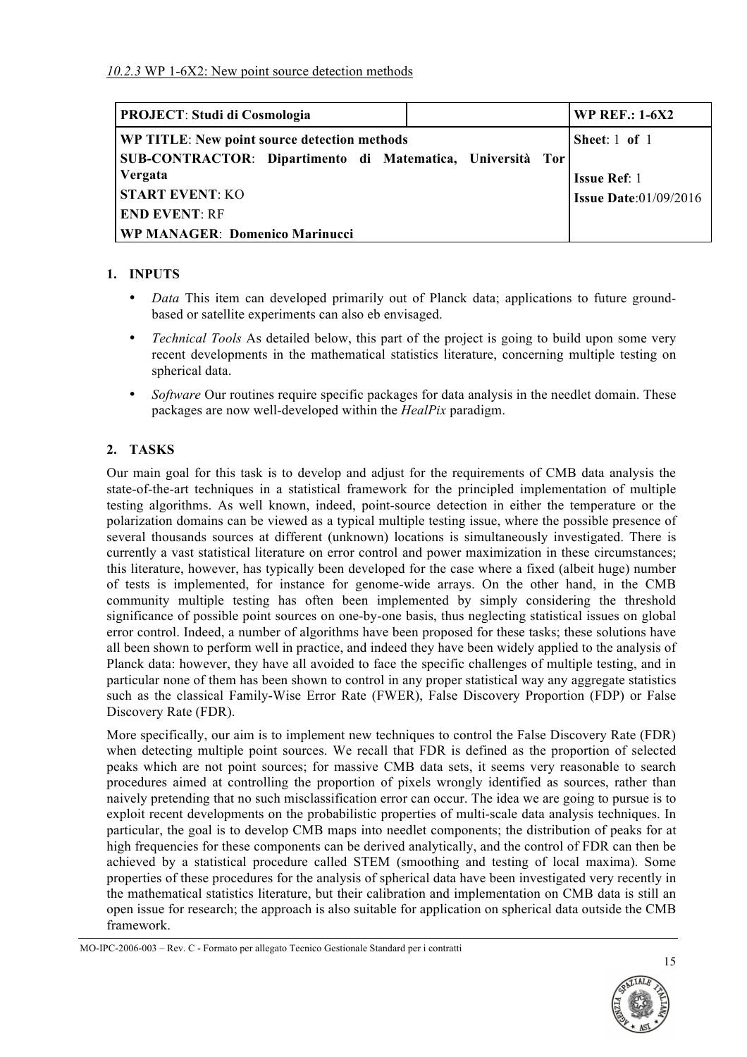*10.2.3* WP 1-6X2: New point source detection methods

| **PROJECT**: **Studi di Cosmologia** | | **WP REF.: 1-6X2** |
|---|---|---|
| **WP TITLE**: **New point source detection methods**<br>**SUB-CONTRACTOR**: **Dipartimento di Matematica, Università Tor Vergata**<br>**START EVENT**: KO<br>**END EVENT**: RF<br>**WP MANAGER**: **Domenico Marinucci** | | **Sheet**: 1 **of** 1<br><br>**Issue Ref**: 1<br>**Issue Date**:01/09/2016 |

## 1. INPUTS

- *Data* This item can developed primarily out of Planck data; applications to future ground-based or satellite experiments can also eb envisaged.
- *Technical Tools* As detailed below, this part of the project is going to build upon some very recent developments in the mathematical statistics literature, concerning multiple testing on spherical data.
- *Software* Our routines require specific packages for data analysis in the needlet domain. These packages are now well-developed within the *HealPix* paradigm.

## 2. TASKS

Our main goal for this task is to develop and adjust for the requirements of CMB data analysis the state-of-the-art techniques in a statistical framework for the principled implementation of multiple testing algorithms. As well known, indeed, point-source detection in either the temperature or the polarization domains can be viewed as a typical multiple testing issue, where the possible presence of several thousands sources at different (unknown) locations is simultaneously investigated. There is currently a vast statistical literature on error control and power maximization in these circumstances; this literature, however, has typically been developed for the case where a fixed (albeit huge) number of tests is implemented, for instance for genome-wide arrays. On the other hand, in the CMB community multiple testing has often been implemented by simply considering the threshold significance of possible point sources on one-by-one basis, thus neglecting statistical issues on global error control. Indeed, a number of algorithms have been proposed for these tasks; these solutions have all been shown to perform well in practice, and indeed they have been widely applied to the analysis of Planck data: however, they have all avoided to face the specific challenges of multiple testing, and in particular none of them has been shown to control in any proper statistical way any aggregate statistics such as the classical Family-Wise Error Rate (FWER), False Discovery Proportion (FDP) or False Discovery Rate (FDR).

More specifically, our aim is to implement new techniques to control the False Discovery Rate (FDR) when detecting multiple point sources. We recall that FDR is defined as the proportion of selected peaks which are not point sources; for massive CMB data sets, it seems very reasonable to search procedures aimed at controlling the proportion of pixels wrongly identified as sources, rather than naively pretending that no such misclassification error can occur. The idea we are going to pursue is to exploit recent developments on the probabilistic properties of multi-scale data analysis techniques. In particular, the goal is to develop CMB maps into needlet components; the distribution of peaks for at high frequencies for these components can be derived analytically, and the control of FDR can then be achieved by a statistical procedure called STEM (smoothing and testing of local maxima). Some properties of these procedures for the analysis of spherical data have been investigated very recently in the mathematical statistics literature, but their calibration and implementation on CMB data is still an open issue for research; the approach is also suitable for application on spherical data outside the CMB framework.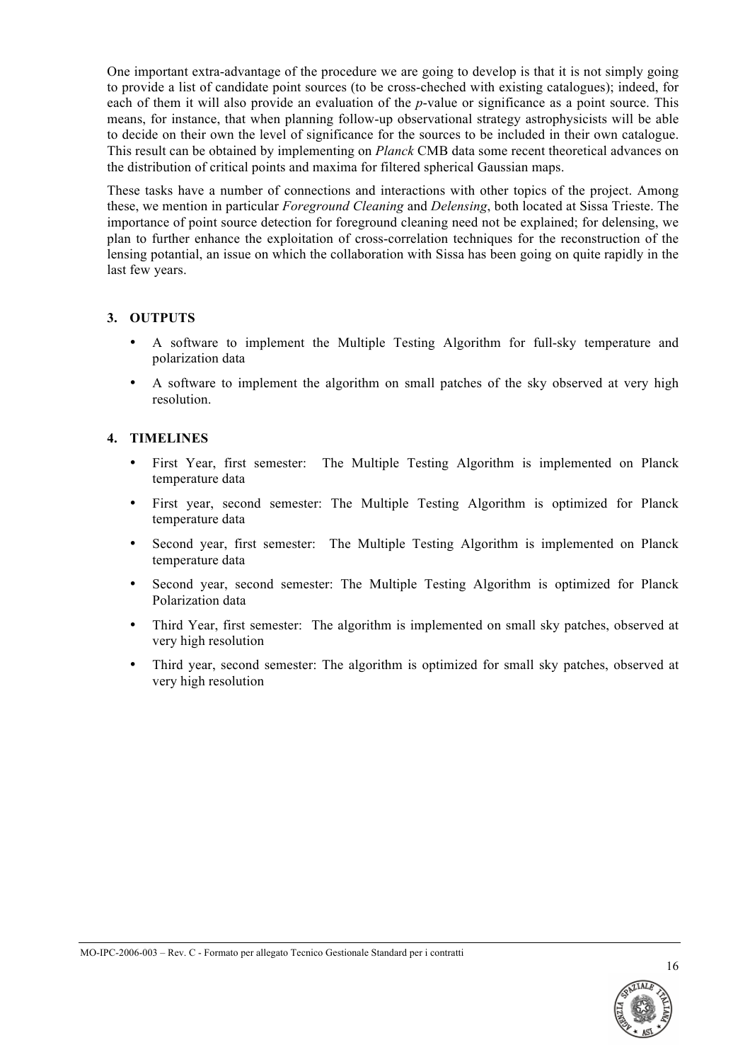One important extra-advantage of the procedure we are going to develop is that it is not simply going to provide a list of candidate point sources (to be cross-cheched with existing catalogues); indeed, for each of them it will also provide an evaluation of the *p*-value or significance as a point source. This means, for instance, that when planning follow-up observational strategy astrophysicists will be able to decide on their own the level of significance for the sources to be included in their own catalogue. This result can be obtained by implementing on *Planck* CMB data some recent theoretical advances on the distribution of critical points and maxima for filtered spherical Gaussian maps.

These tasks have a number of connections and interactions with other topics of the project. Among these, we mention in particular *Foreground Cleaning* and *Delensing*, both located at Sissa Trieste. The importance of point source detection for foreground cleaning need not be explained; for delensing, we plan to further enhance the exploitation of cross-correlation techniques for the reconstruction of the lensing potential, an issue on which the collaboration with Sissa has been going on quite rapidly in the last few years.

## 3. OUTPUTS

- A software to implement the Multiple Testing Algorithm for full-sky temperature and polarization data
- A software to implement the algorithm on small patches of the sky observed at very high resolution.

## 4. TIMELINES

- First Year, first semester: The Multiple Testing Algorithm is implemented on Planck temperature data
- First year, second semester: The Multiple Testing Algorithm is optimized for Planck temperature data
- Second year, first semester: The Multiple Testing Algorithm is implemented on Planck temperature data
- Second year, second semester: The Multiple Testing Algorithm is optimized for Planck Polarization data
- Third Year, first semester: The algorithm is implemented on small sky patches, observed at very high resolution
- Third year, second semester: The algorithm is optimized for small sky patches, observed at very high resolution